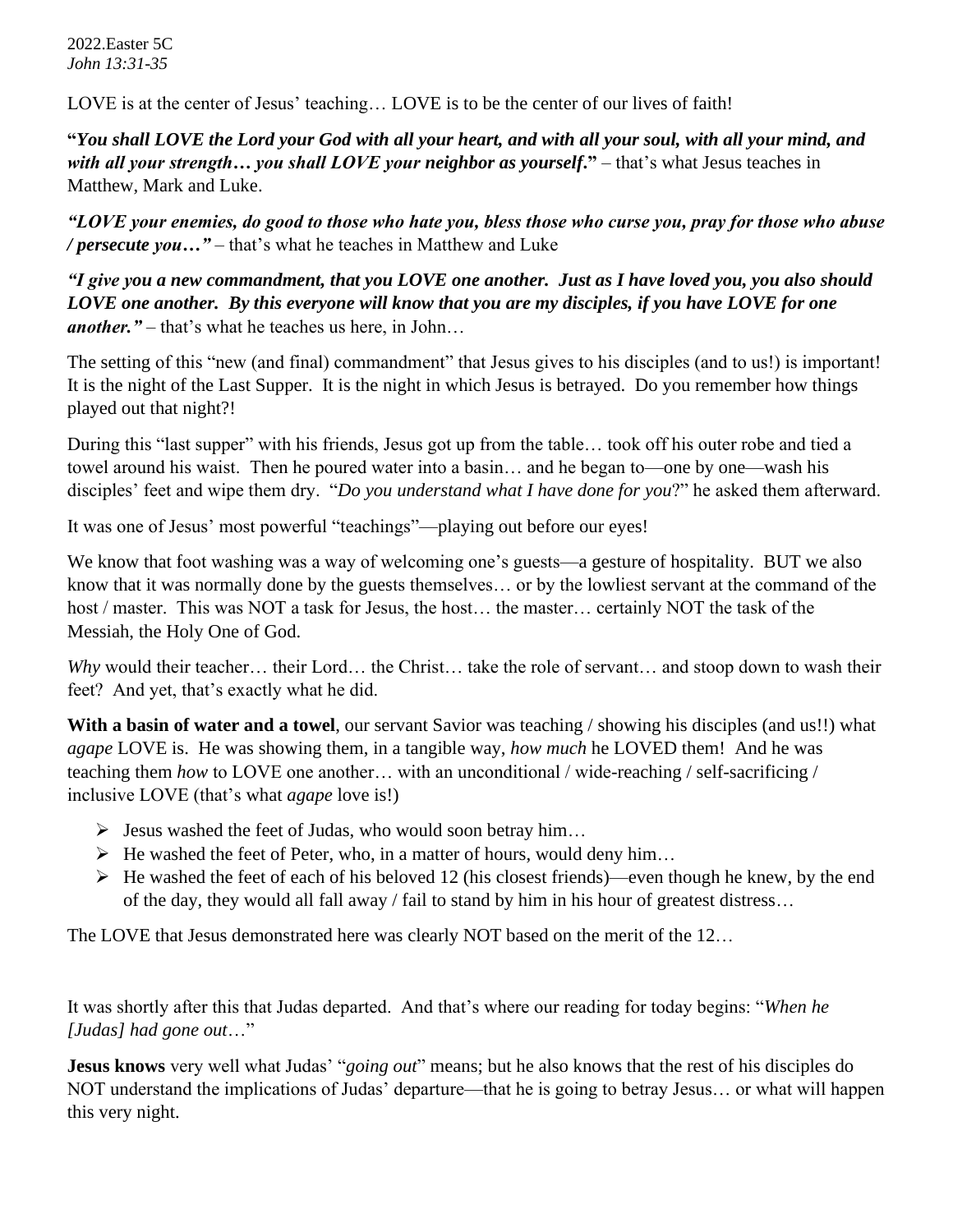2022.Easter 5C
*John 13:31-35*

LOVE is at the center of Jesus' teaching… LOVE is to be the center of our lives of faith!

**"*You shall LOVE the Lord your God with all your heart, and with all your soul, with all your mind, and with all your strength… you shall LOVE your neighbor as yourself*."** – that's what Jesus teaches in Matthew, Mark and Luke.

***"LOVE your enemies, do good to those who hate you, bless those who curse you, pray for those who abuse / persecute you…"*** – that's what he teaches in Matthew and Luke

***"I give you a new commandment, that you LOVE one another. Just as I have loved you, you also should LOVE one another. By this everyone will know that you are my disciples, if you have LOVE for one another."*** – that's what he teaches us here, in John…

The setting of this "new (and final) commandment" that Jesus gives to his disciples (and to us!) is important! It is the night of the Last Supper. It is the night in which Jesus is betrayed. Do you remember how things played out that night?!

During this "last supper" with his friends, Jesus got up from the table… took off his outer robe and tied a towel around his waist. Then he poured water into a basin… and he began to—one by one—wash his disciples' feet and wipe them dry. "*Do you understand what I have done for you*?" he asked them afterward.

It was one of Jesus' most powerful "teachings"—playing out before our eyes!

We know that foot washing was a way of welcoming one's guests—a gesture of hospitality. BUT we also know that it was normally done by the guests themselves… or by the lowliest servant at the command of the host / master. This was NOT a task for Jesus, the host… the master… certainly NOT the task of the Messiah, the Holy One of God.

*Why* would their teacher… their Lord… the Christ… take the role of servant… and stoop down to wash their feet? And yet, that's exactly what he did.

**With a basin of water and a towel**, our servant Savior was teaching / showing his disciples (and us!!) what *agape* LOVE is. He was showing them, in a tangible way, *how much* he LOVED them! And he was teaching them *how* to LOVE one another… with an unconditional / wide-reaching / self-sacrificing / inclusive LOVE (that's what *agape* love is!)

- Jesus washed the feet of Judas, who would soon betray him…
- He washed the feet of Peter, who, in a matter of hours, would deny him…
- He washed the feet of each of his beloved 12 (his closest friends)—even though he knew, by the end of the day, they would all fall away / fail to stand by him in his hour of greatest distress…

The LOVE that Jesus demonstrated here was clearly NOT based on the merit of the 12…

It was shortly after this that Judas departed. And that's where our reading for today begins: "*When he [Judas] had gone out*…"

**Jesus knows** very well what Judas' "*going out*" means; but he also knows that the rest of his disciples do NOT understand the implications of Judas' departure—that he is going to betray Jesus… or what will happen this very night.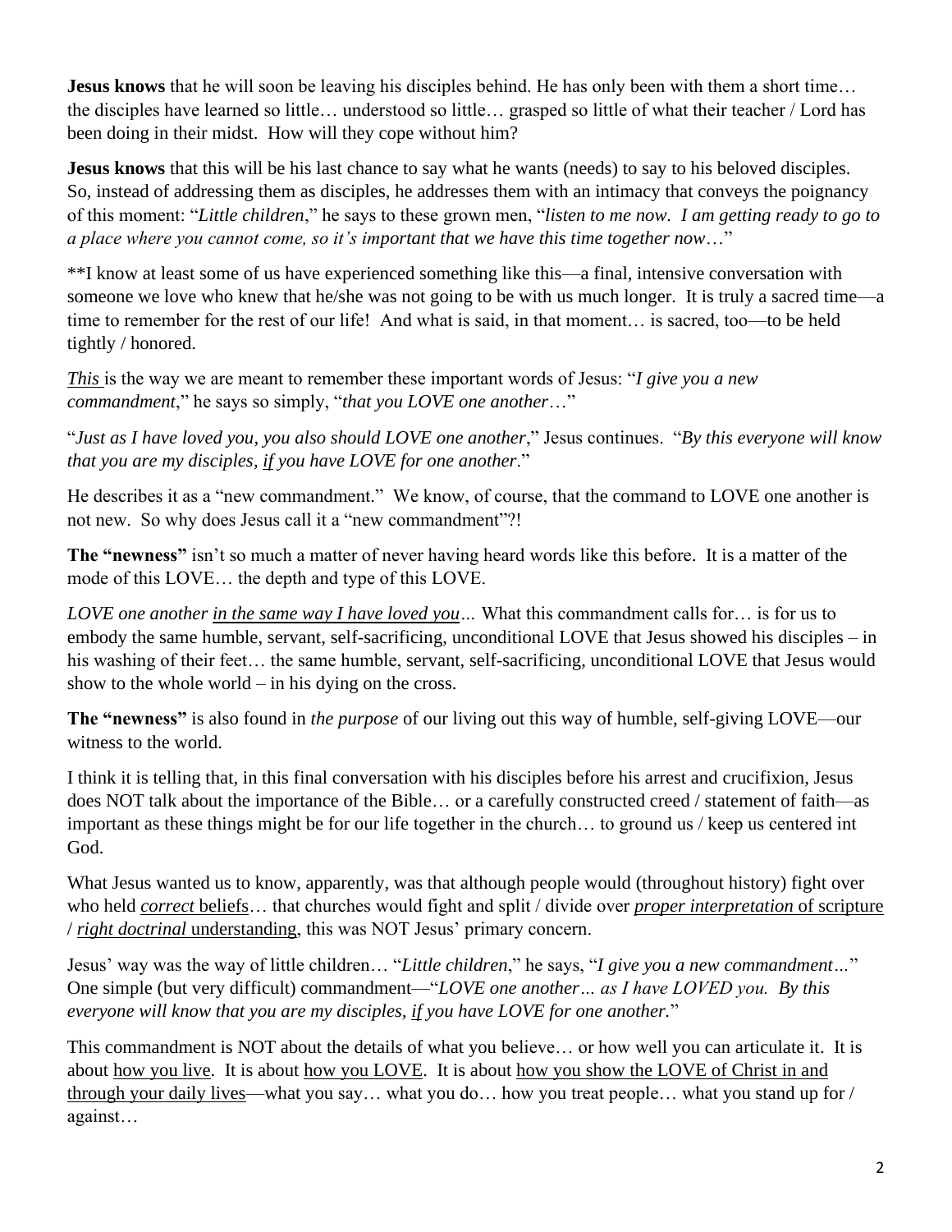**Jesus knows** that he will soon be leaving his disciples behind. He has only been with them a short time… the disciples have learned so little… understood so little… grasped so little of what their teacher / Lord has been doing in their midst. How will they cope without him?

**Jesus knows** that this will be his last chance to say what he wants (needs) to say to his beloved disciples. So, instead of addressing them as disciples, he addresses them with an intimacy that conveys the poignancy of this moment: "*Little children*," he says to these grown men, "*listen to me now. I am getting ready to go to a place where you cannot come, so it's important that we have this time together now*…"

**I know at least some of us have experienced something like this—a final, intensive conversation with someone we love who knew that he/she was not going to be with us much longer. It is truly a sacred time—a time to remember for the rest of our life! And what is said, in that moment… is sacred, too—to be held tightly / honored.

<u>*This*</u> is the way we are meant to remember these important words of Jesus: "*I give you a new commandment*," he says so simply, "*that you LOVE one another*…"

"*Just as I have loved you, you also should LOVE one another*," Jesus continues. "*By this everyone will know that you are my disciples, <u>if</u> you have LOVE for one another*."

He describes it as a "new commandment." We know, of course, that the command to LOVE one another is not new. So why does Jesus call it a "new commandment"?!

**The "newness"** isn't so much a matter of never having heard words like this before. It is a matter of the mode of this LOVE… the depth and type of this LOVE.

*LOVE one another <u>in the same way I have loved you</u>…* What this commandment calls for… is for us to embody the same humble, servant, self-sacrificing, unconditional LOVE that Jesus showed his disciples – in his washing of their feet… the same humble, servant, self-sacrificing, unconditional LOVE that Jesus would show to the whole world – in his dying on the cross.

**The "newness"** is also found in *the purpose* of our living out this way of humble, self-giving LOVE—our witness to the world.

I think it is telling that, in this final conversation with his disciples before his arrest and crucifixion, Jesus does NOT talk about the importance of the Bible… or a carefully constructed creed / statement of faith—as important as these things might be for our life together in the church… to ground us / keep us centered int God.

What Jesus wanted us to know, apparently, was that although people would (throughout history) fight over who held <u>*correct* beliefs</u>… that churches would fight and split / divide over <u>*proper interpretation* of scripture</u> / <u>*right doctrinal* understanding</u>, this was NOT Jesus' primary concern.

Jesus' way was the way of little children… "*Little children*," he says, "*I give you a new commandment…*" One simple (but very difficult) commandment—"*LOVE one another… as I have LOVED you. By this everyone will know that you are my disciples, <u>if</u> you have LOVE for one another.*"

This commandment is NOT about the details of what you believe… or how well you can articulate it. It is about <u>how you live</u>. It is about <u>how you LOVE</u>. It is about <u>how you show the LOVE of Christ in and through your daily lives</u>—what you say… what you do… how you treat people… what you stand up for / against…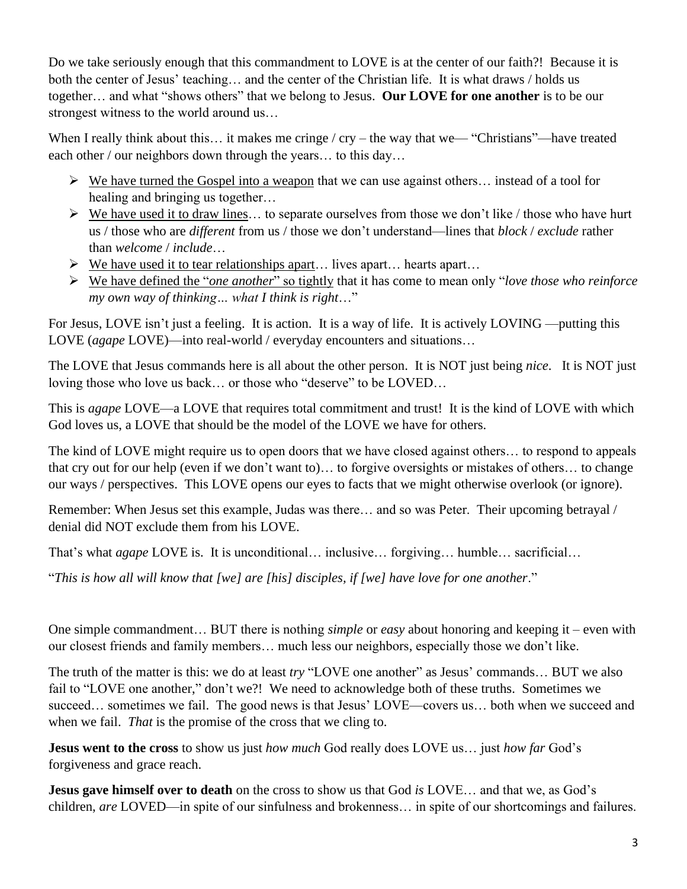Do we take seriously enough that this commandment to LOVE is at the center of our faith?! Because it is both the center of Jesus' teaching… and the center of the Christian life. It is what draws / holds us together… and what "shows others" that we belong to Jesus. **Our LOVE for one another** is to be our strongest witness to the world around us…

When I really think about this… it makes me cringe / cry – the way that we— "Christians"—have treated each other / our neighbors down through the years… to this day…

- <u>We have turned the Gospel into a weapon</u> that we can use against others… instead of a tool for healing and bringing us together…
- <u>We have used it to draw lines</u>… to separate ourselves from those we don't like / those who have hurt us / those who are *different* from us / those we don't understand—lines that *block* / *exclude* rather than *welcome* / *include*…
- <u>We have used it to tear relationships apart</u>… lives apart… hearts apart…
- <u>We have defined the "*one another*" so tightly</u> that it has come to mean only "*love those who reinforce my own way of thinking… what I think is right*…"

For Jesus, LOVE isn't just a feeling. It is action. It is a way of life. It is actively LOVING —putting this LOVE (*agape* LOVE)—into real-world / everyday encounters and situations…

The LOVE that Jesus commands here is all about the other person. It is NOT just being *nice*. It is NOT just loving those who love us back… or those who "deserve" to be LOVED…

This is *agape* LOVE—a LOVE that requires total commitment and trust! It is the kind of LOVE with which God loves us, a LOVE that should be the model of the LOVE we have for others.

The kind of LOVE might require us to open doors that we have closed against others… to respond to appeals that cry out for our help (even if we don't want to)… to forgive oversights or mistakes of others… to change our ways / perspectives. This LOVE opens our eyes to facts that we might otherwise overlook (or ignore).

Remember: When Jesus set this example, Judas was there… and so was Peter. Their upcoming betrayal / denial did NOT exclude them from his LOVE.

That's what *agape* LOVE is. It is unconditional… inclusive… forgiving… humble… sacrificial…

"*This is how all will know that [we] are [his] disciples, if [we] have love for one another*."

One simple commandment… BUT there is nothing *simple* or *easy* about honoring and keeping it – even with our closest friends and family members… much less our neighbors, especially those we don't like.

The truth of the matter is this: we do at least *try* "LOVE one another" as Jesus' commands… BUT we also fail to "LOVE one another," don't we?! We need to acknowledge both of these truths. Sometimes we succeed… sometimes we fail. The good news is that Jesus' LOVE—covers us… both when we succeed and when we fail. *That* is the promise of the cross that we cling to.

**Jesus went to the cross** to show us just *how much* God really does LOVE us… just *how far* God's forgiveness and grace reach.

**Jesus gave himself over to death** on the cross to show us that God *is* LOVE… and that we, as God's children, *are* LOVED—in spite of our sinfulness and brokenness… in spite of our shortcomings and failures.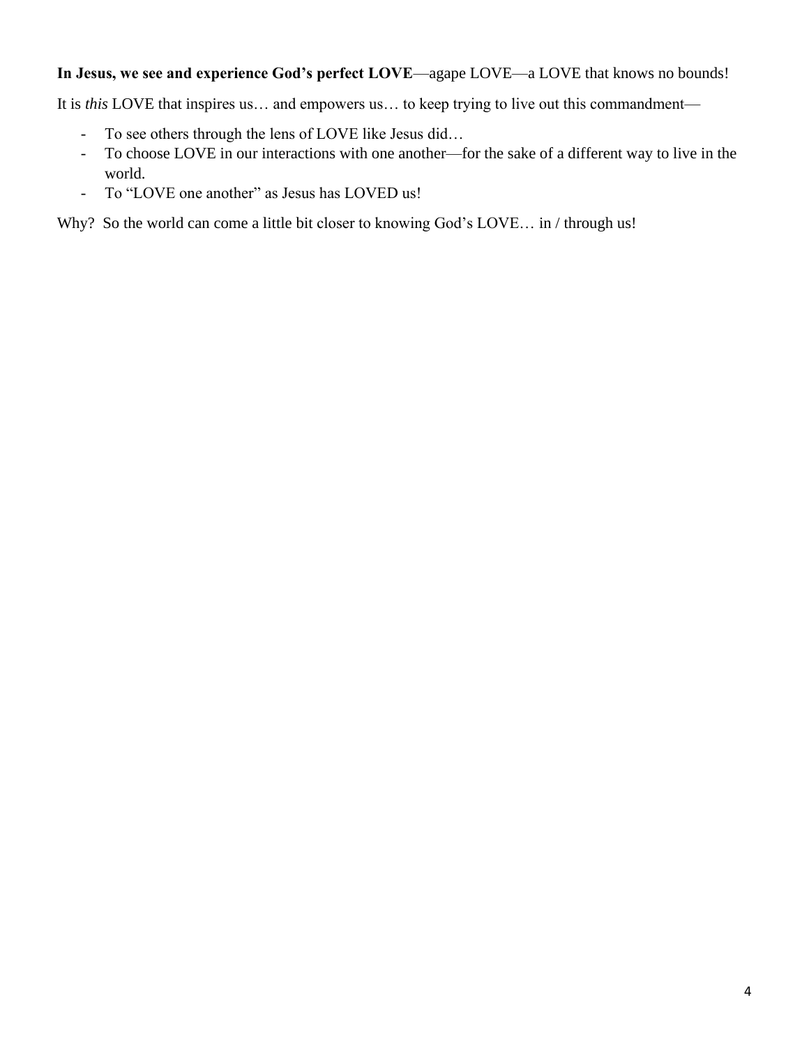**In Jesus, we see and experience God's perfect LOVE**—agape LOVE—a LOVE that knows no bounds!

It is *this* LOVE that inspires us… and empowers us… to keep trying to live out this commandment—

- To see others through the lens of LOVE like Jesus did…
- To choose LOVE in our interactions with one another—for the sake of a different way to live in the world.
- To "LOVE one another" as Jesus has LOVED us!

Why? So the world can come a little bit closer to knowing God's LOVE… in / through us!